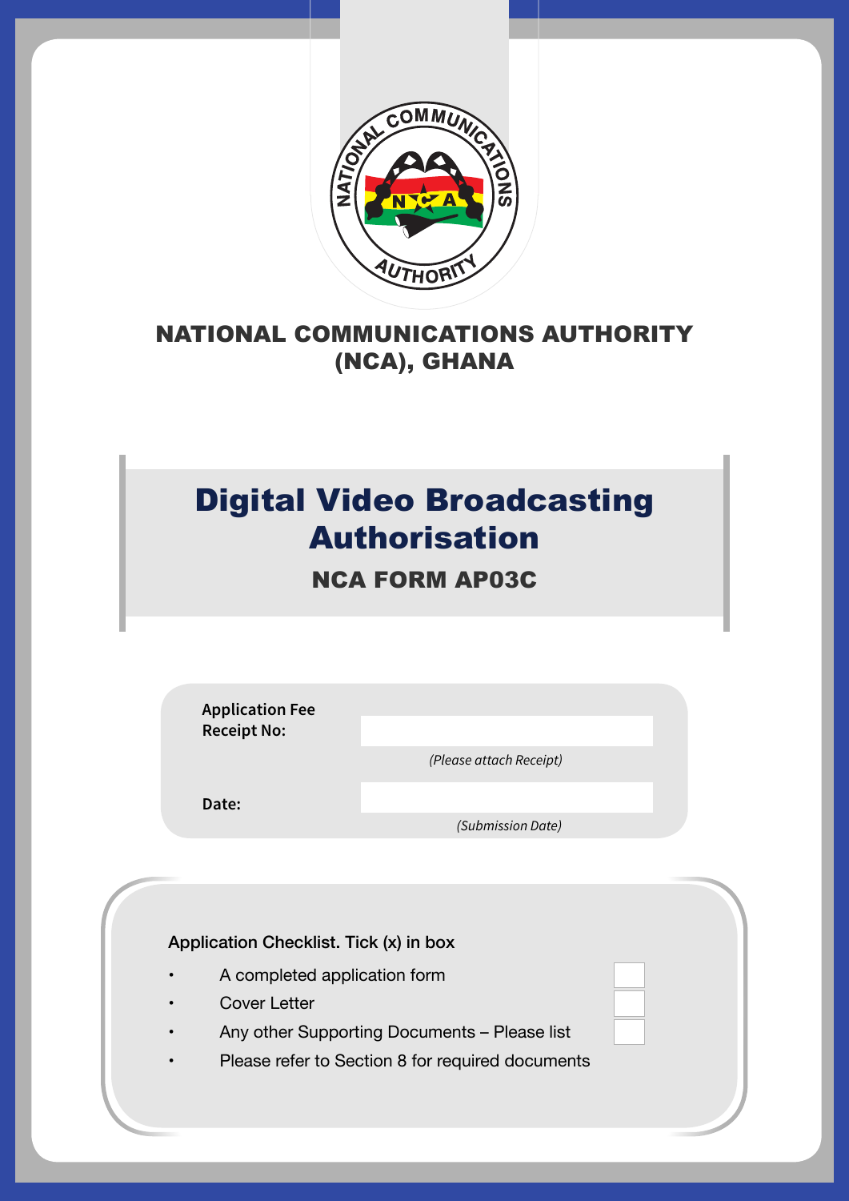## NATIONAL COMMUNICATIONS AUTHORITY (NCA), GHANA

# Digital Video Broadcasting Authorisation

### NCA FORM AP03C

| | |
|---|---|
| **Application Fee Receipt No:** | *(Please attach Receipt)* |
| **Date:** | *(Submission Date)* |

Application Checklist. Tick (x) in box

- A completed application form ☐
- Cover Letter ☐
- Any other Supporting Documents – Please list ☐
- Please refer to Section 8 for required documents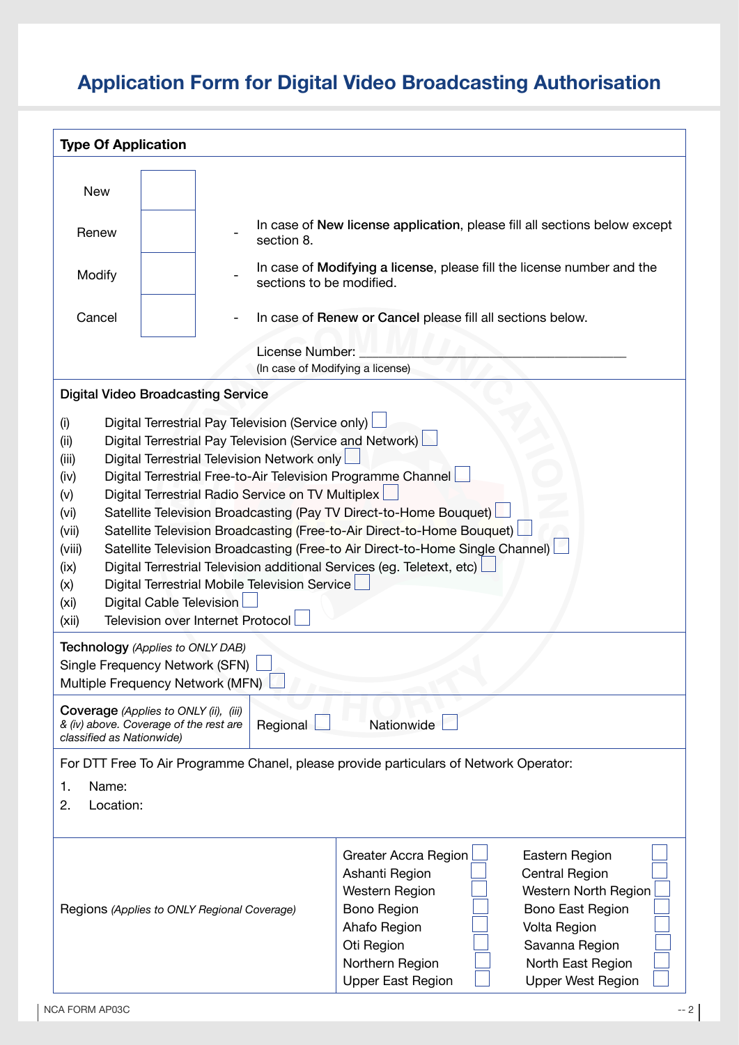# Application Form for Digital Video Broadcasting Authorisation

## Type Of Application

| | |
|---|---|
| New | ☐ |
| Renew | ☐ |
| Modify | ☐ |
| Cancel | ☐ |

- In case of **New license application**, please fill all sections below except section 8.
- In case of **Modifying a license**, please fill the license number and the sections to be modified.
- In case of **Renew or Cancel** please fill all sections below.

License Number: ________________________________
(In case of Modifying a license)

## Digital Video Broadcasting Service

(i) Digital Terrestrial Pay Television (Service only) ☐
(ii) Digital Terrestrial Pay Television (Service and Network) ☐
(iii) Digital Terrestrial Television Network only ☐
(iv) Digital Terrestrial Free-to-Air Television Programme Channel ☐
(v) Digital Terrestrial Radio Service on TV Multiplex ☐
(vi) Satellite Television Broadcasting (Pay TV Direct-to-Home Bouquet) ☐
(vii) Satellite Television Broadcasting (Free-to-Air Direct-to-Home Bouquet) ☐
(viii) Satellite Television Broadcasting (Free-to Air Direct-to-Home Single Channel) ☐
(ix) Digital Terrestrial Television additional Services (eg. Teletext, etc) ☐
(x) Digital Terrestrial Mobile Television Service ☐
(xi) Digital Cable Television ☐
(xii) Television over Internet Protocol ☐

**Technology** *(Applies to ONLY DAB)*

Single Frequency Network (SFN) ☐
Multiple Frequency Network (MFN) ☐

| **Coverage** *(Applies to ONLY (ii), (iii) & (iv) above. Coverage of the rest are classified as Nationwide)* | Regional ☐ | Nationwide ☐ |
|---|---|---|

For DTT Free To Air Programme Chanel, please provide particulars of Network Operator:

1. Name:
2. Location:

| Regions *(Applies to ONLY Regional Coverage)* | | |
|---|---|---|
| | Greater Accra Region ☐ | Eastern Region ☐ |
| | Ashanti Region ☐ | Central Region ☐ |
| | Western Region ☐ | Western North Region ☐ |
| | Bono Region ☐ | Bono East Region ☐ |
| | Ahafo Region ☐ | Volta Region ☐ |
| | Oti Region ☐ | Savanna Region ☐ |
| | Northern Region ☐ | North East Region ☐ |
| | Upper East Region ☐ | Upper West Region ☐ |

NCA FORM AP03C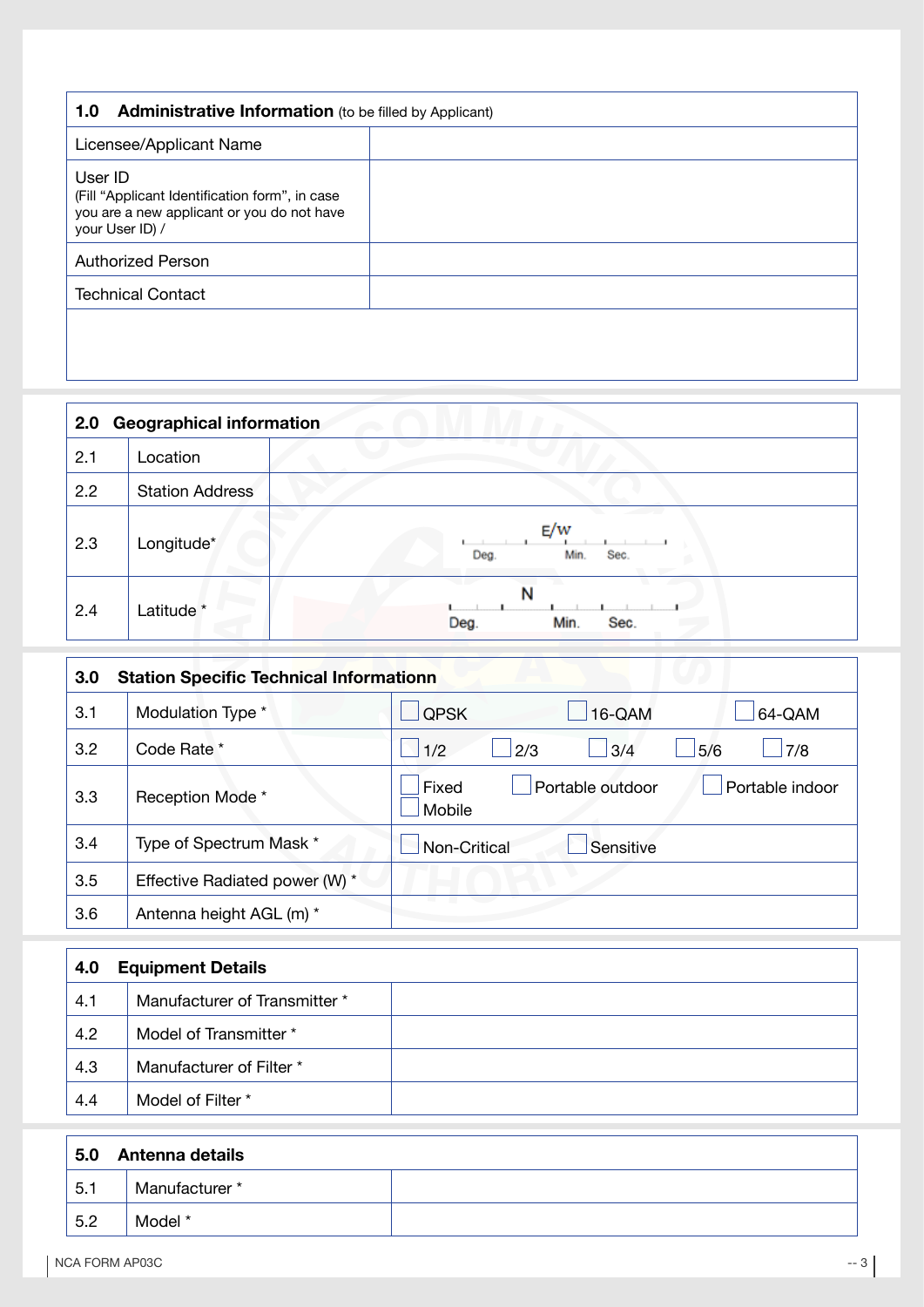| **1.0 Administrative Information** (to be filled by Applicant) | |
|---|---|
| Licensee/Applicant Name | |
| User ID<br>(Fill "Applicant Identification form", in case you are a new applicant or you do not have your User ID) / | |
| Authorized Person | |
| Technical Contact | |
| | |

| **2.0 Geographical information** | | |
|---|---|---|
| 2.1 | Location | |
| 2.2 | Station Address | |
| 2.3 | Longitude* | E/W<br>Deg. Min. Sec. |
| 2.4 | Latitude * | N<br>Deg. Min. Sec. |

| **3.0 Station Specific Technical Informationn** | | |
|---|---|---|
| 3.1 | Modulation Type * | ☐ QPSK ☐ 16-QAM ☐ 64-QAM |
| 3.2 | Code Rate * | ☐ 1/2 ☐ 2/3 ☐ 3/4 ☐ 5/6 ☐ 7/8 |
| 3.3 | Reception Mode * | ☐ Fixed ☐ Portable outdoor ☐ Portable indoor ☐ Mobile |
| 3.4 | Type of Spectrum Mask * | ☐ Non-Critical ☐ Sensitive |
| 3.5 | Effective Radiated power (W) * | |
| 3.6 | Antenna height AGL (m) * | |

| **4.0 Equipment Details** | | |
|---|---|---|
| 4.1 | Manufacturer of Transmitter * | |
| 4.2 | Model of Transmitter * | |
| 4.3 | Manufacturer of Filter * | |
| 4.4 | Model of Filter * | |

| **5.0 Antenna details** | | |
|---|---|---|
| 5.1 | Manufacturer * | |
| 5.2 | Model * | |

NCA FORM AP03C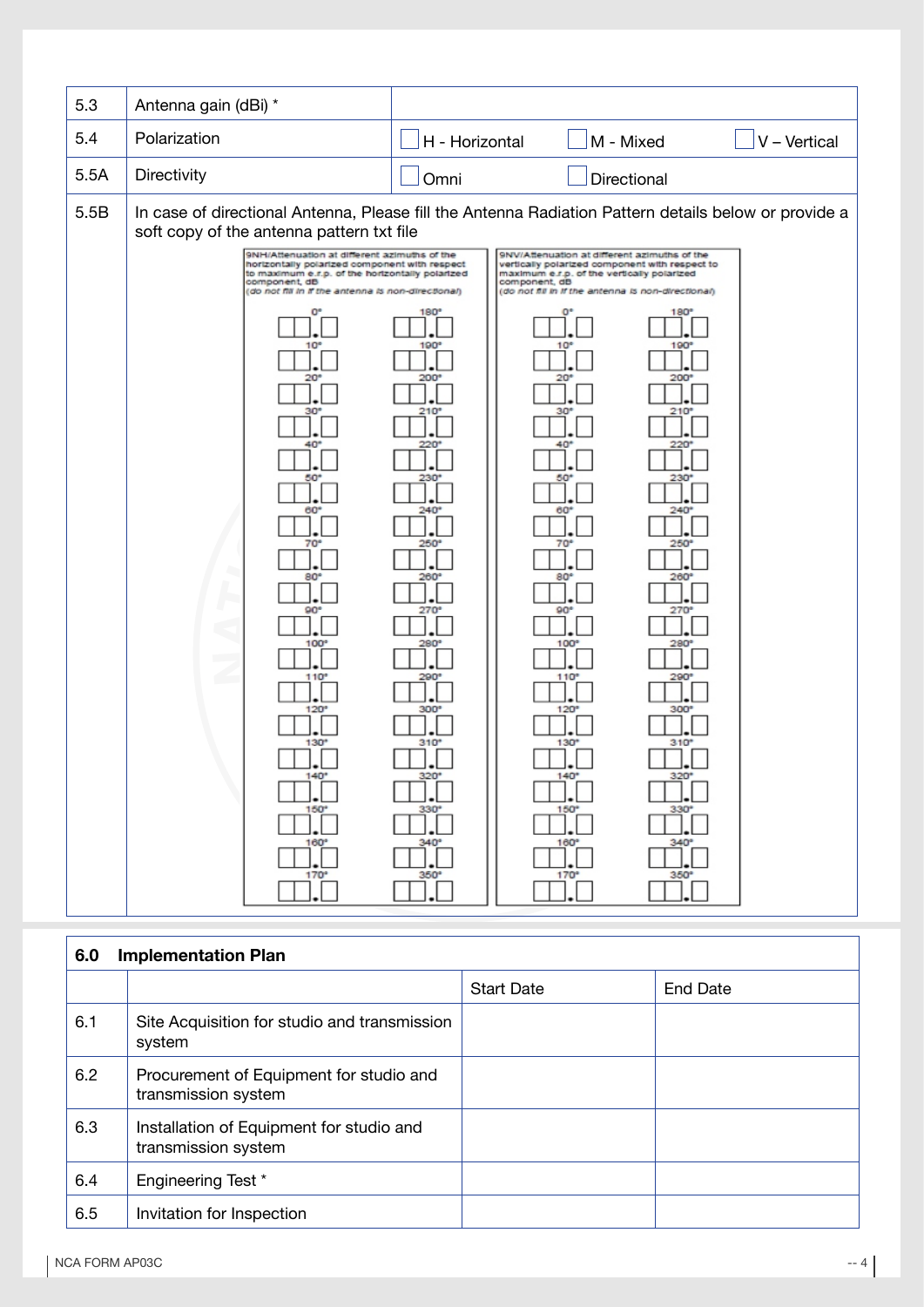| | | |
|---|---|---|
| 5.3 | Antenna gain (dBi) * | |
| 5.4 | Polarization | ☐ H - Horizontal ☐ M - Mixed ☐ V – Vertical |
| 5.5A | Directivity | ☐ Omni ☐ Directional |
| 5.5B | In case of directional Antenna, Please fill the Antenna Radiation Pattern details below or provide a soft copy of the antenna pattern txt file | |

**9NH/Attenuation at different azimuths of the horizontally polarized component with respect to maximum e.r.p. of the horizontally polarized component, dB**
*(do not fill in if the antenna is non-directional)*

| Azimuth | dB | Azimuth | dB |
|---|---|---|---|
| 0° | ☐☐.☐ | 180° | ☐☐.☐ |
| 10° | ☐☐.☐ | 190° | ☐☐.☐ |
| 20° | ☐☐.☐ | 200° | ☐☐.☐ |
| 30° | ☐☐.☐ | 210° | ☐☐.☐ |
| 40° | ☐☐.☐ | 220° | ☐☐.☐ |
| 50° | ☐☐.☐ | 230° | ☐☐.☐ |
| 60° | ☐☐.☐ | 240° | ☐☐.☐ |
| 70° | ☐☐.☐ | 250° | ☐☐.☐ |
| 80° | ☐☐.☐ | 260° | ☐☐.☐ |
| 90° | ☐☐.☐ | 270° | ☐☐.☐ |
| 100° | ☐☐.☐ | 280° | ☐☐.☐ |
| 110° | ☐☐.☐ | 290° | ☐☐.☐ |
| 120° | ☐☐.☐ | 300° | ☐☐.☐ |
| 130° | ☐☐.☐ | 310° | ☐☐.☐ |
| 140° | ☐☐.☐ | 320° | ☐☐.☐ |
| 150° | ☐☐.☐ | 330° | ☐☐.☐ |
| 160° | ☐☐.☐ | 340° | ☐☐.☐ |
| 170° | ☐☐.☐ | 350° | ☐☐.☐ |

**9NV/Attenuation at different azimuths of the vertically polarized component with respect to maximum e.r.p. of the vertically polarized component, dB**
*(do not fill in if the antenna is non-directional)*

| Azimuth | dB | Azimuth | dB |
|---|---|---|---|
| 0° | ☐☐.☐ | 180° | ☐☐.☐ |
| 10° | ☐☐.☐ | 190° | ☐☐.☐ |
| 20° | ☐☐.☐ | 200° | ☐☐.☐ |
| 30° | ☐☐.☐ | 210° | ☐☐.☐ |
| 40° | ☐☐.☐ | 220° | ☐☐.☐ |
| 50° | ☐☐.☐ | 230° | ☐☐.☐ |
| 60° | ☐☐.☐ | 240° | ☐☐.☐ |
| 70° | ☐☐.☐ | 250° | ☐☐.☐ |
| 80° | ☐☐.☐ | 260° | ☐☐.☐ |
| 90° | ☐☐.☐ | 270° | ☐☐.☐ |
| 100° | ☐☐.☐ | 280° | ☐☐.☐ |
| 110° | ☐☐.☐ | 290° | ☐☐.☐ |
| 120° | ☐☐.☐ | 300° | ☐☐.☐ |
| 130° | ☐☐.☐ | 310° | ☐☐.☐ |
| 140° | ☐☐.☐ | 320° | ☐☐.☐ |
| 150° | ☐☐.☐ | 330° | ☐☐.☐ |
| 160° | ☐☐.☐ | 340° | ☐☐.☐ |
| 170° | ☐☐.☐ | 350° | ☐☐.☐ |

## 6.0 Implementation Plan

| | | Start Date | End Date |
|---|---|---|---|
| 6.1 | Site Acquisition for studio and transmission system | | |
| 6.2 | Procurement of Equipment for studio and transmission system | | |
| 6.3 | Installation of Equipment for studio and transmission system | | |
| 6.4 | Engineering Test * | | |
| 6.5 | Invitation for Inspection | | |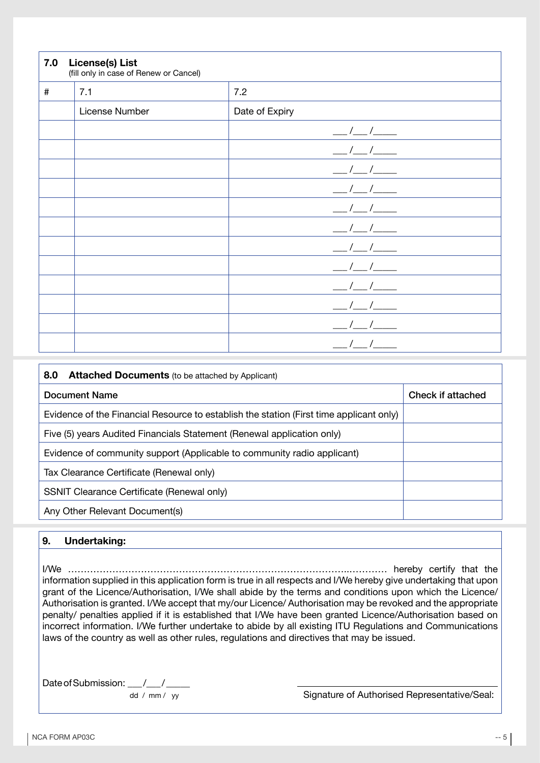## 7.0 License(s) List

(fill only in case of Renew or Cancel)

| # | 7.1 | 7.2 |
|---|---|---|
| | License Number | Date of Expiry |
| | | ___/___/_____ |
| | | ___/___/_____ |
| | | ___/___/_____ |
| | | ___/___/_____ |
| | | ___/___/_____ |
| | | ___/___/_____ |
| | | ___/___/_____ |
| | | ___/___/_____ |
| | | ___/___/_____ |
| | | ___/___/_____ |
| | | ___/___/_____ |
| | | ___/___/_____ |

## 8.0 Attached Documents (to be attached by Applicant)

| Document Name | Check if attached |
|---|---|
| Evidence of the Financial Resource to establish the station (First time applicant only) | |
| Five (5) years Audited Financials Statement (Renewal application only) | |
| Evidence of community support (Applicable to community radio applicant) | |
| Tax Clearance Certificate (Renewal only) | |
| SSNIT Clearance Certificate (Renewal only) | |
| Any Other Relevant Document(s) | |

## 9. Undertaking:

I/We ………………………………………………………………………………..………… hereby certify that the information supplied in this application form is true in all respects and I/We hereby give undertaking that upon grant of the Licence/Authorisation, I/We shall abide by the terms and conditions upon which the Licence/ Authorisation is granted. I/We accept that my/our Licence/ Authorisation may be revoked and the appropriate penalty/ penalties applied if it is established that I/We have been granted Licence/Authorisation based on incorrect information. I/We further undertake to abide by all existing ITU Regulations and Communications laws of the country as well as other rules, regulations and directives that may be issued.

Date of Submission: ___/___/_____
dd / mm / yy

_________________________________
Signature of Authorised Representative/Seal: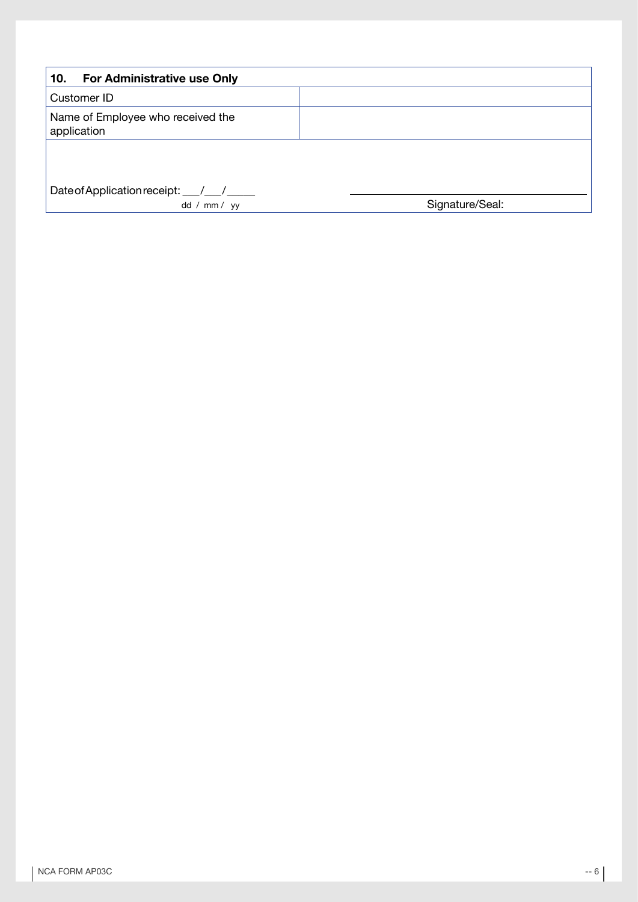| 10. **For Administrative use Only** | |
| --- | --- |
| Customer ID | |
| Name of Employee who received the application | |

Date of Application receipt: ___/___/_____
dd / mm / yy

Signature/Seal: